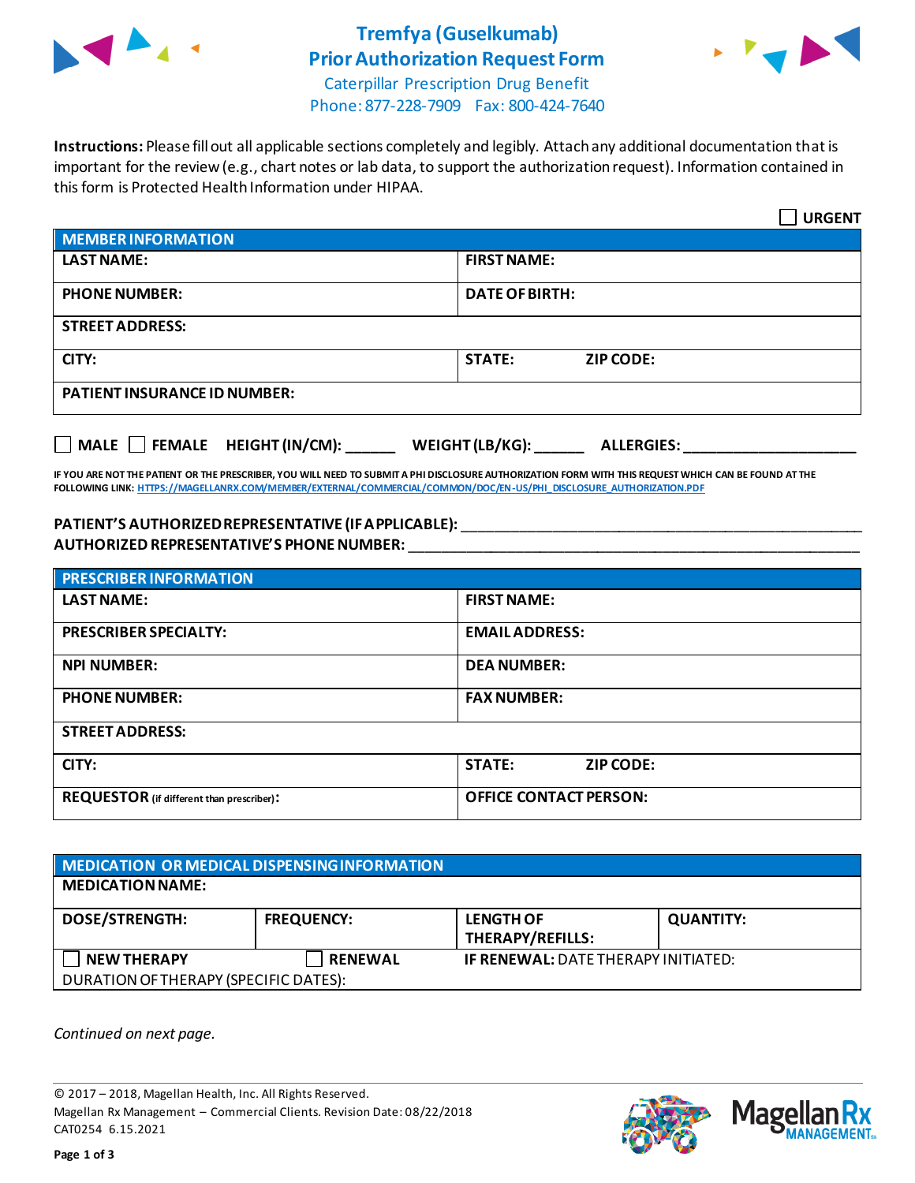# Tremfya (Guselkumab) Prior Authorization Request Form

Caterpillar Prescription Drug Benefit
Phone: 877-228-7909 Fax: 800-424-7640

**Instructions:** Please fill out all applicable sections completely and legibly. Attach any additional documentation that is important for the review (e.g., chart notes or lab data, to support the authorization request). Information contained in this form is Protected Health Information under HIPAA.

☐ **URGENT**

| MEMBER INFORMATION | |
|---|---|
| **LAST NAME:** | **FIRST NAME:** |
| **PHONE NUMBER:** | **DATE OF BIRTH:** |
| **STREET ADDRESS:** | |
| **CITY:** | **STATE:** **ZIP CODE:** |
| **PATIENT INSURANCE ID NUMBER:** | |

☐ **MALE** ☐ **FEMALE** **HEIGHT (IN/CM):** ______ **WEIGHT (LB/KG):** ______ **ALLERGIES:** ____________________

**IF YOU ARE NOT THE PATIENT OR THE PRESCRIBER, YOU WILL NEED TO SUBMIT A PHI DISCLOSURE AUTHORIZATION FORM WITH THIS REQUEST WHICH CAN BE FOUND AT THE FOLLOWING LINK:** HTTPS://MAGELLANRX.COM/MEMBER/EXTERNAL/COMMERCIAL/COMMON/DOC/EN-US/PHI_DISCLOSURE_AUTHORIZATION.PDF

**PATIENT'S AUTHORIZED REPRESENTATIVE (IF APPLICABLE):** ____________________________________________
**AUTHORIZED REPRESENTATIVE'S PHONE NUMBER:** ____________________________________________

| PRESCRIBER INFORMATION | |
|---|---|
| **LAST NAME:** | **FIRST NAME:** |
| **PRESCRIBER SPECIALTY:** | **EMAIL ADDRESS:** |
| **NPI NUMBER:** | **DEA NUMBER:** |
| **PHONE NUMBER:** | **FAX NUMBER:** |
| **STREET ADDRESS:** | |
| **CITY:** | **STATE:** **ZIP CODE:** |
| **REQUESTOR** (if different than prescriber)**:** | **OFFICE CONTACT PERSON:** |

| MEDICATION OR MEDICAL DISPENSING INFORMATION | | | |
|---|---|---|---|
| **MEDICATION NAME:** | | | |
| **DOSE/STRENGTH:** | **FREQUENCY:** | **LENGTH OF THERAPY/REFILLS:** | **QUANTITY:** |
| ☐ **NEW THERAPY** | ☐ **RENEWAL** | **IF RENEWAL:** DATE THERAPY INITIATED: | |
| DURATION OF THERAPY (SPECIFIC DATES): | | | |

*Continued on next page.*

© 2017 – 2018, Magellan Health, Inc. All Rights Reserved.
Magellan Rx Management – Commercial Clients. Revision Date: 08/22/2018
CAT0254 6.15.2021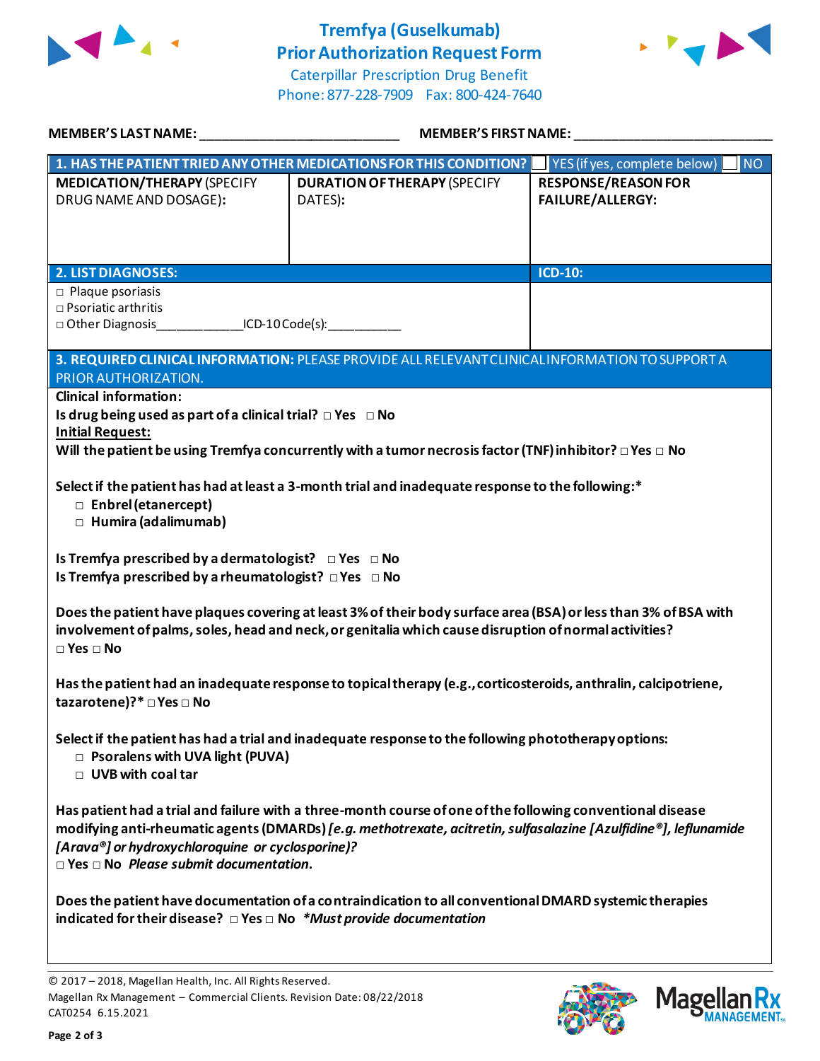# Tremfya (Guselkumab) Prior Authorization Request Form

Caterpillar Prescription Drug Benefit
Phone: 877-228-7909 Fax: 800-424-7640

**MEMBER'S LAST NAME:** ___________________________ **MEMBER'S FIRST NAME:** ___________________________

| **1. HAS THE PATIENT TRIED ANY OTHER MEDICATIONS FOR THIS CONDITION?** | ☐ YES (if yes, complete below) | ☐ NO |
|---|---|---|
| **MEDICATION/THERAPY** (SPECIFY DRUG NAME AND DOSAGE): | **DURATION OF THERAPY** (SPECIFY DATES): | **RESPONSE/REASON FOR FAILURE/ALLERGY:** |
| | | |

| **2. LIST DIAGNOSES:** | **ICD-10:** |
|---|---|
| □ Plaque psoriasis<br>□ Psoriatic arthritis<br>□ Other Diagnosis____________ICD-10 Code(s):__________ | |

**3. REQUIRED CLINICAL INFORMATION:** PLEASE PROVIDE ALL RELEVANT CLINICAL INFORMATION TO SUPPORT A PRIOR AUTHORIZATION.

**Clinical information:**

**Is drug being used as part of a clinical trial?** □ Yes □ No

**Initial Request:**

**Will the patient be using Tremfya concurrently with a tumor necrosis factor (TNF) inhibitor?** □ Yes □ No

**Select if the patient has had at least a 3-month trial and inadequate response to the following:***
- □ **Enbrel (etanercept)**
- □ **Humira (adalimumab)**

**Is Tremfya prescribed by a dermatologist?** □ Yes □ No
**Is Tremfya prescribed by a rheumatologist?** □ Yes □ No

**Does the patient have plaques covering at least 3% of their body surface area (BSA) or less than 3% of BSA with involvement of palms, soles, head and neck, or genitalia which cause disruption of normal activities?**
□ Yes □ No

**Has the patient had an inadequate response to topical therapy (e.g., corticosteroids, anthralin, calcipotriene, tazarotene)?*** □ Yes □ No

**Select if the patient has had a trial and inadequate response to the following phototherapy options:**
- □ **Psoralens with UVA light (PUVA)**
- □ **UVB with coal tar**

**Has patient had a trial and failure with a three-month course of one of the following conventional disease modifying anti-rheumatic agents (DMARDs)** ***[e.g. methotrexate, acitretin, sulfasalazine [Azulfidine®], leflunamide [Arava®] or hydroxychloroquine or cyclosporine]?***
□ Yes □ No ***Please submit documentation.***

**Does the patient have documentation of a contraindication to all conventional DMARD systemic therapies indicated for their disease?** □ Yes □ No ***\*Must provide documentation***

© 2017 – 2018, Magellan Health, Inc. All Rights Reserved.
Magellan Rx Management – Commercial Clients. Revision Date: 08/22/2018
CAT0254 6.15.2021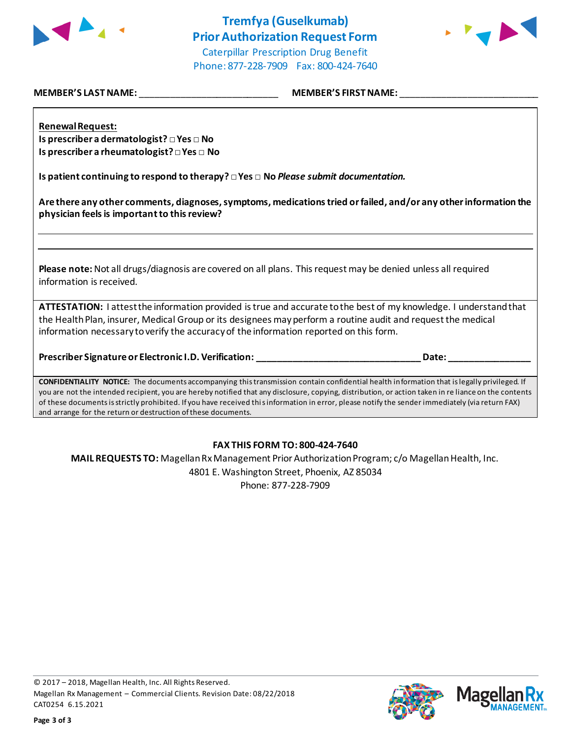# Tremfya (Guselkumab)
## Prior Authorization Request Form

Caterpillar Prescription Drug Benefit
Phone: 877-228-7909 Fax: 800-424-7640

**MEMBER'S LAST NAME:** ___________________________ **MEMBER'S FIRST NAME:** ___________________________

**Renewal Request:**

**Is prescriber a dermatologist?** □ **Yes** □ **No**
**Is prescriber a rheumatologist?** □ **Yes** □ **No**

**Is patient continuing to respond to therapy?** □ **Yes** □ **No** ***Please submit documentation.***

**Are there any other comments, diagnoses, symptoms, medications tried or failed, and/or any other information the physician feels is important to this review?**

_______________________________________________________________________________

_______________________________________________________________________________

**Please note:** Not all drugs/diagnosis are covered on all plans. This request may be denied unless all required information is received.

**ATTESTATION:** I attest the information provided is true and accurate to the best of my knowledge. I understand that the Health Plan, insurer, Medical Group or its designees may perform a routine audit and request the medical information necessary to verify the accuracy of the information reported on this form.

**Prescriber Signature or Electronic I.D. Verification:** ________________________________ **Date:** ________________

**CONFIDENTIALITY NOTICE:** The documents accompanying this transmission contain confidential health information that is legally privileged. If you are not the intended recipient, you are hereby notified that any disclosure, copying, distribution, or action taken in re liance on the contents of these documents is strictly prohibited. If you have received this information in error, please notify the sender immediately (via return FAX) and arrange for the return or destruction of these documents.

**FAX THIS FORM TO: 800-424-7640**

**MAIL REQUESTS TO:** Magellan Rx Management Prior Authorization Program; c/o Magellan Health, Inc.
4801 E. Washington Street, Phoenix, AZ 85034
Phone: 877-228-7909

© 2017 – 2018, Magellan Health, Inc. All Rights Reserved.
Magellan Rx Management – Commercial Clients. Revision Date: 08/22/2018
CAT0254 6.15.2021